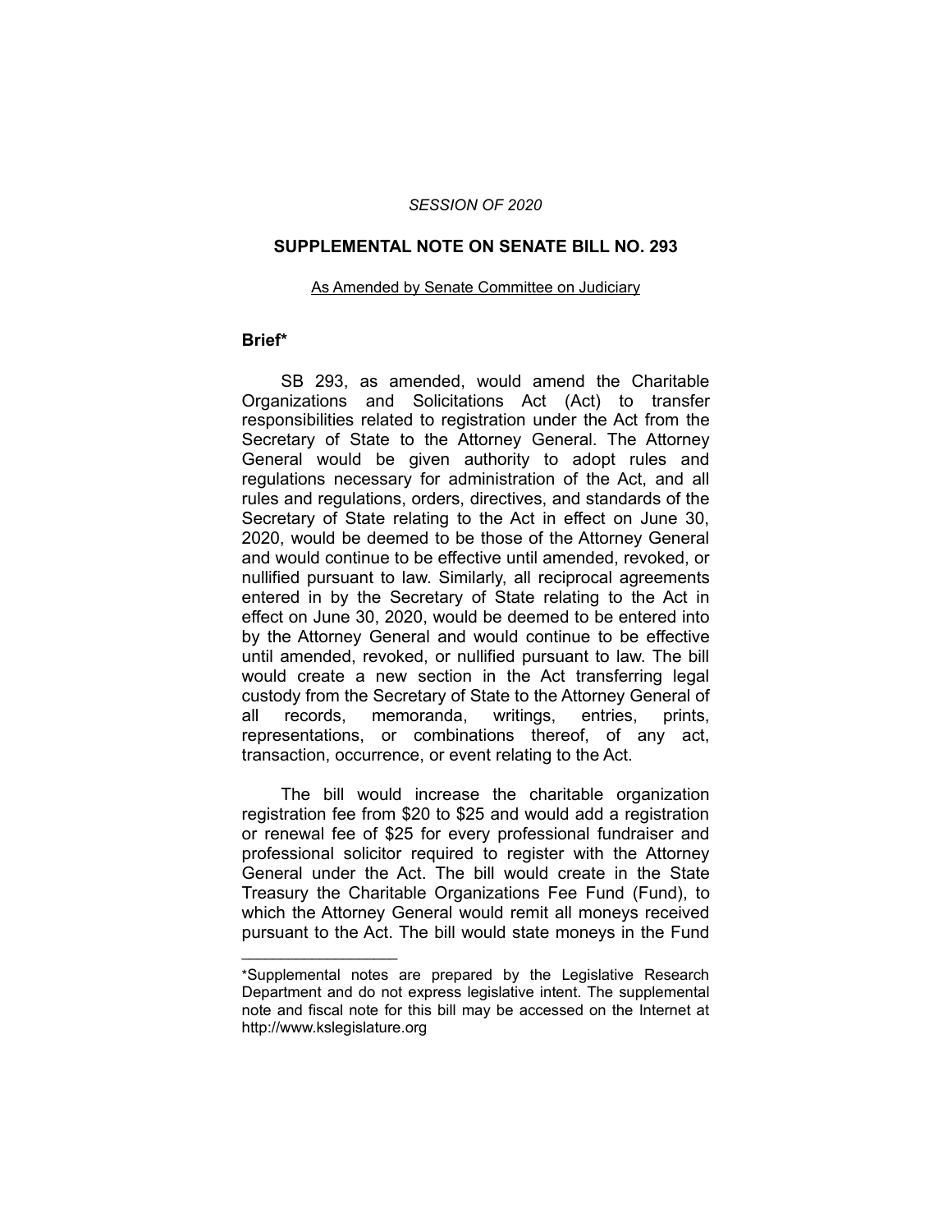*SESSION OF 2020*

## SUPPLEMENTAL NOTE ON SENATE BILL NO. 293

As Amended by Senate Committee on Judiciary

### Brief*

SB 293, as amended, would amend the Charitable Organizations and Solicitations Act (Act) to transfer responsibilities related to registration under the Act from the Secretary of State to the Attorney General. The Attorney General would be given authority to adopt rules and regulations necessary for administration of the Act, and all rules and regulations, orders, directives, and standards of the Secretary of State relating to the Act in effect on June 30, 2020, would be deemed to be those of the Attorney General and would continue to be effective until amended, revoked, or nullified pursuant to law. Similarly, all reciprocal agreements entered in by the Secretary of State relating to the Act in effect on June 30, 2020, would be deemed to be entered into by the Attorney General and would continue to be effective until amended, revoked, or nullified pursuant to law. The bill would create a new section in the Act transferring legal custody from the Secretary of State to the Attorney General of all records, memoranda, writings, entries, prints, representations, or combinations thereof, of any act, transaction, occurrence, or event relating to the Act.

The bill would increase the charitable organization registration fee from $20 to $25 and would add a registration or renewal fee of $25 for every professional fundraiser and professional solicitor required to register with the Attorney General under the Act. The bill would create in the State Treasury the Charitable Organizations Fee Fund (Fund), to which the Attorney General would remit all moneys received pursuant to the Act. The bill would state moneys in the Fund

---

*Supplemental notes are prepared by the Legislative Research Department and do not express legislative intent. The supplemental note and fiscal note for this bill may be accessed on the Internet at http://www.kslegislature.org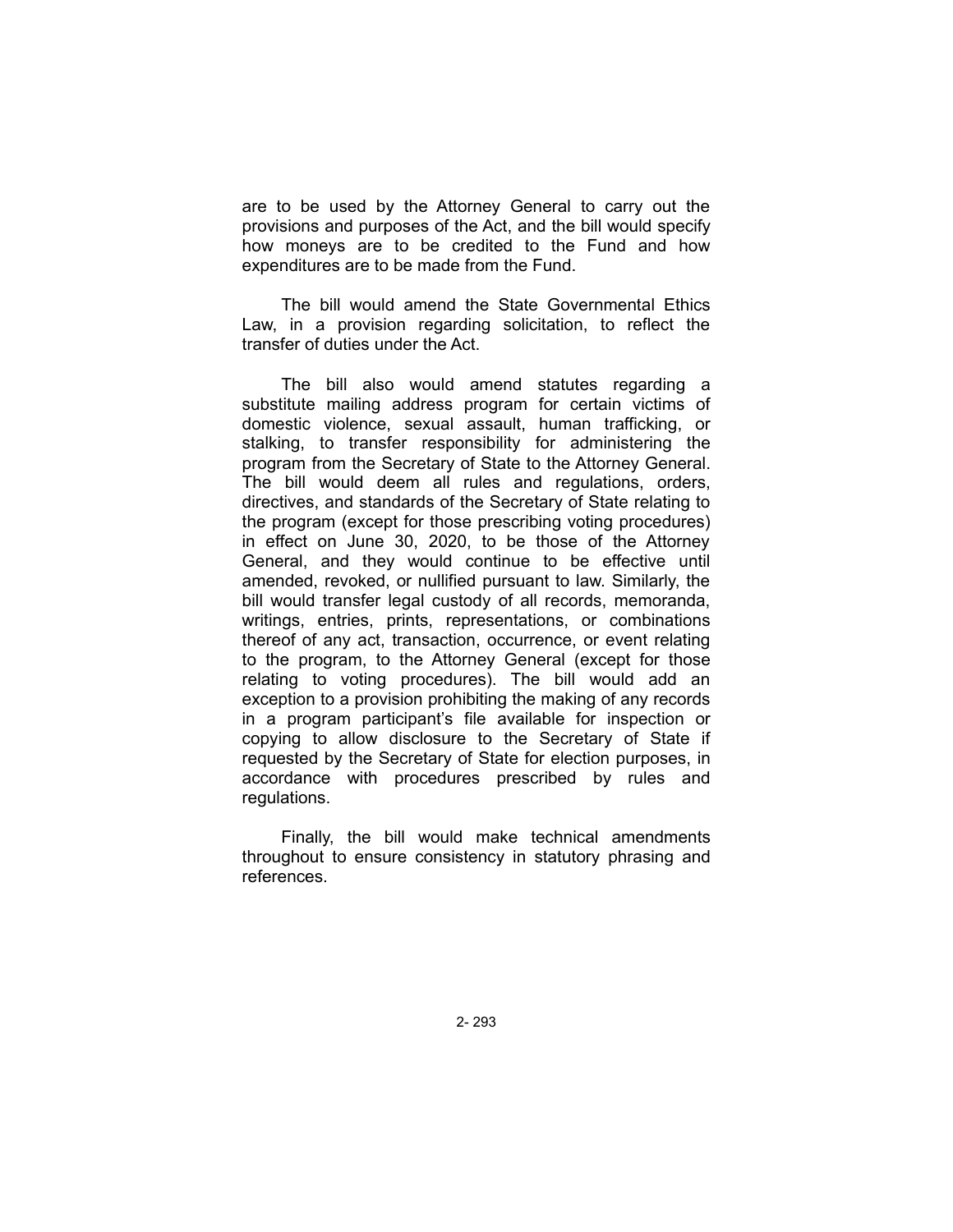are to be used by the Attorney General to carry out the provisions and purposes of the Act, and the bill would specify how moneys are to be credited to the Fund and how expenditures are to be made from the Fund.

The bill would amend the State Governmental Ethics Law, in a provision regarding solicitation, to reflect the transfer of duties under the Act.

The bill also would amend statutes regarding a substitute mailing address program for certain victims of domestic violence, sexual assault, human trafficking, or stalking, to transfer responsibility for administering the program from the Secretary of State to the Attorney General. The bill would deem all rules and regulations, orders, directives, and standards of the Secretary of State relating to the program (except for those prescribing voting procedures) in effect on June 30, 2020, to be those of the Attorney General, and they would continue to be effective until amended, revoked, or nullified pursuant to law. Similarly, the bill would transfer legal custody of all records, memoranda, writings, entries, prints, representations, or combinations thereof of any act, transaction, occurrence, or event relating to the program, to the Attorney General (except for those relating to voting procedures). The bill would add an exception to a provision prohibiting the making of any records in a program participant's file available for inspection or copying to allow disclosure to the Secretary of State if requested by the Secretary of State for election purposes, in accordance with procedures prescribed by rules and regulations.

Finally, the bill would make technical amendments throughout to ensure consistency in statutory phrasing and references.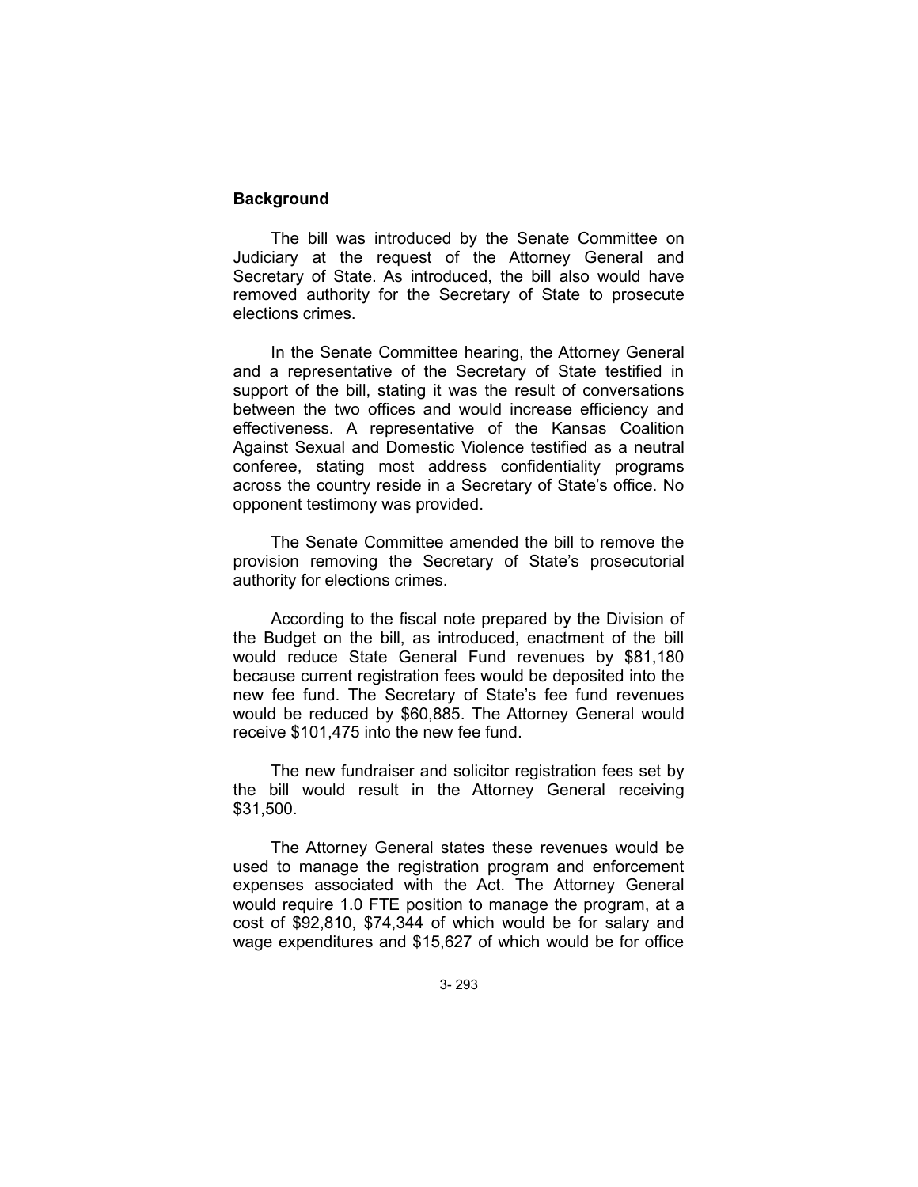## Background

The bill was introduced by the Senate Committee on Judiciary at the request of the Attorney General and Secretary of State. As introduced, the bill also would have removed authority for the Secretary of State to prosecute elections crimes.

In the Senate Committee hearing, the Attorney General and a representative of the Secretary of State testified in support of the bill, stating it was the result of conversations between the two offices and would increase efficiency and effectiveness. A representative of the Kansas Coalition Against Sexual and Domestic Violence testified as a neutral conferee, stating most address confidentiality programs across the country reside in a Secretary of State's office. No opponent testimony was provided.

The Senate Committee amended the bill to remove the provision removing the Secretary of State's prosecutorial authority for elections crimes.

According to the fiscal note prepared by the Division of the Budget on the bill, as introduced, enactment of the bill would reduce State General Fund revenues by $81,180 because current registration fees would be deposited into the new fee fund. The Secretary of State's fee fund revenues would be reduced by $60,885. The Attorney General would receive $101,475 into the new fee fund.

The new fundraiser and solicitor registration fees set by the bill would result in the Attorney General receiving $31,500.

The Attorney General states these revenues would be used to manage the registration program and enforcement expenses associated with the Act. The Attorney General would require 1.0 FTE position to manage the program, at a cost of $92,810, $74,344 of which would be for salary and wage expenditures and $15,627 of which would be for office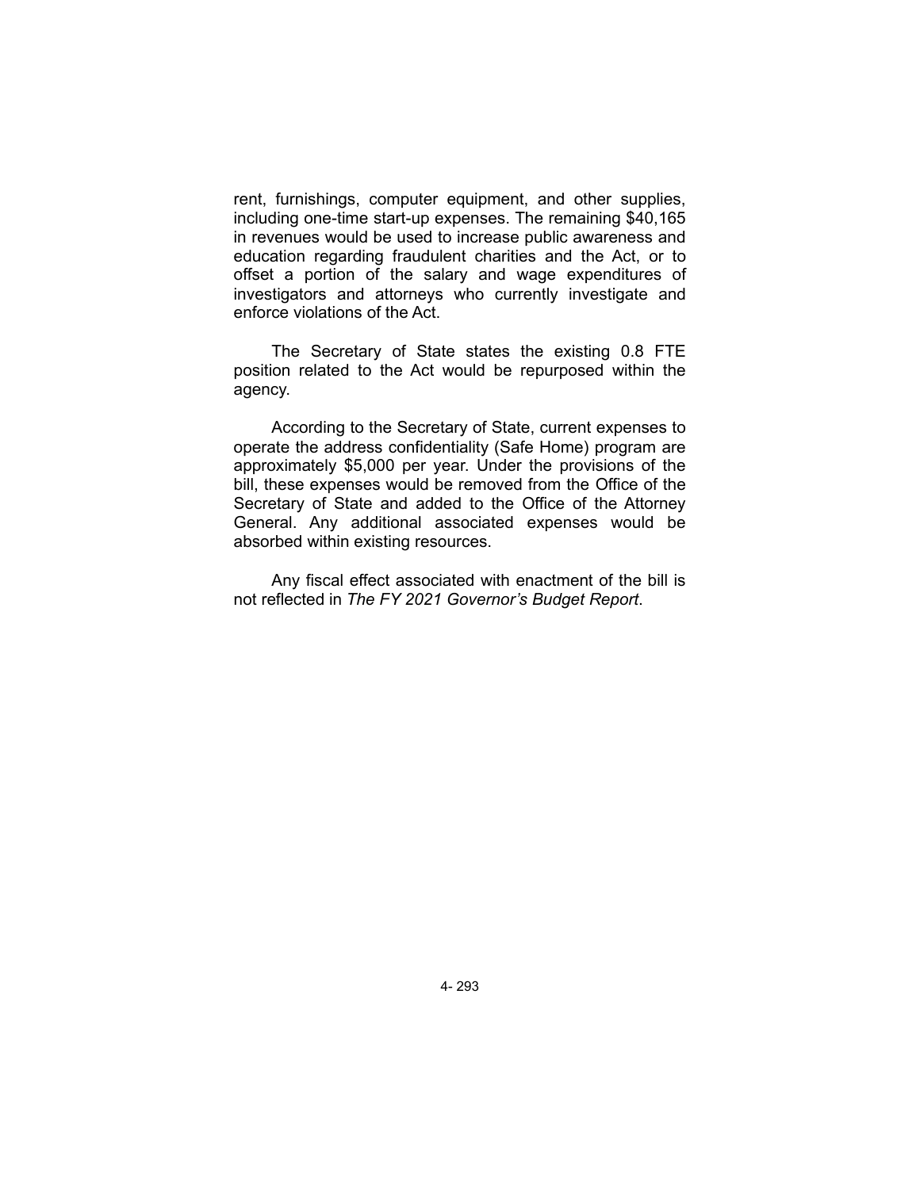rent, furnishings, computer equipment, and other supplies, including one-time start-up expenses. The remaining $40,165 in revenues would be used to increase public awareness and education regarding fraudulent charities and the Act, or to offset a portion of the salary and wage expenditures of investigators and attorneys who currently investigate and enforce violations of the Act.

The Secretary of State states the existing 0.8 FTE position related to the Act would be repurposed within the agency.

According to the Secretary of State, current expenses to operate the address confidentiality (Safe Home) program are approximately $5,000 per year. Under the provisions of the bill, these expenses would be removed from the Office of the Secretary of State and added to the Office of the Attorney General. Any additional associated expenses would be absorbed within existing resources.

Any fiscal effect associated with enactment of the bill is not reflected in *The FY 2021 Governor's Budget Report*.